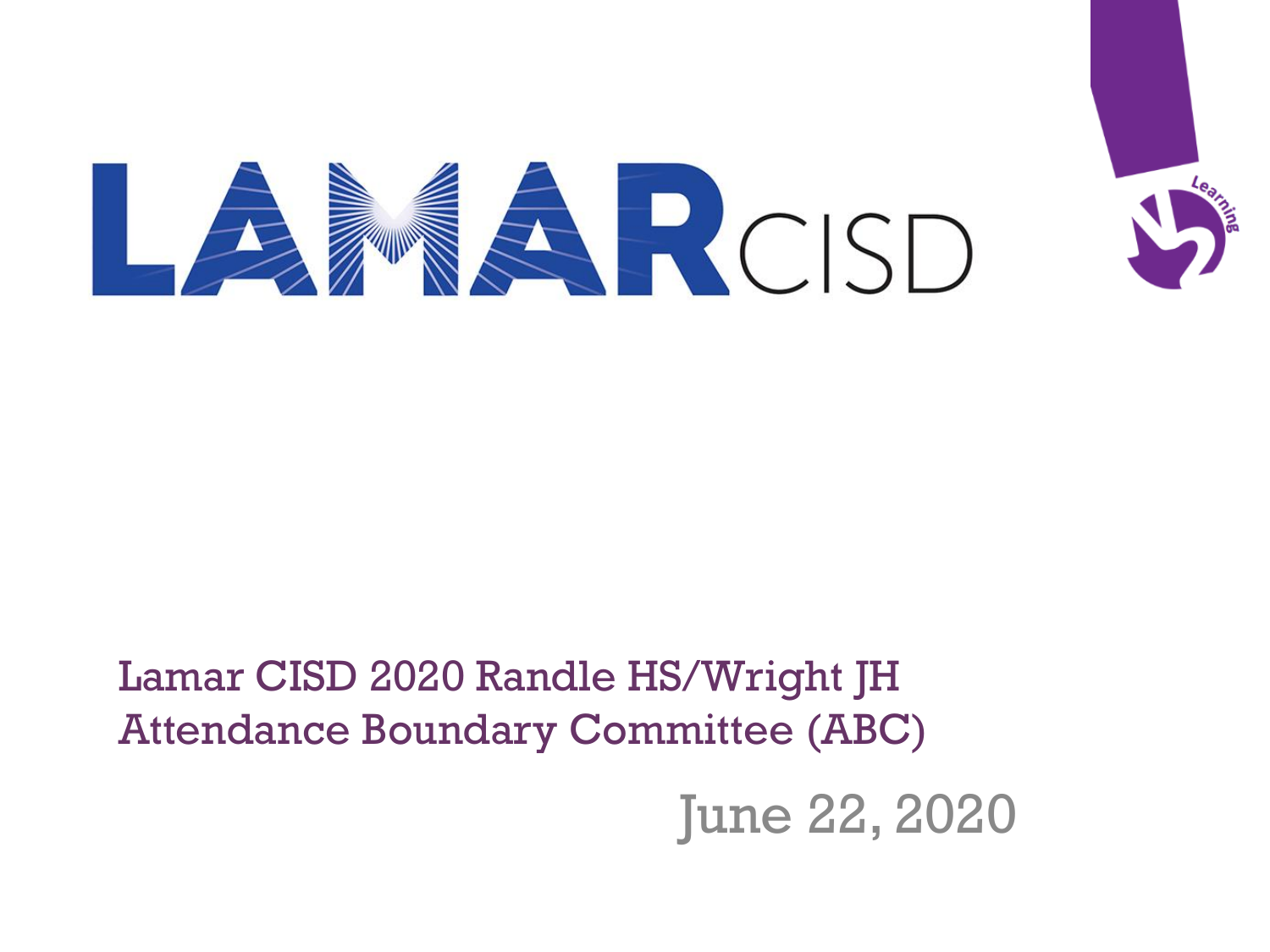# LAMAR CISD

Lamar CISD 2020 Randle HS/Wright JH Attendance Boundary Committee (ABC)

June 22, 2020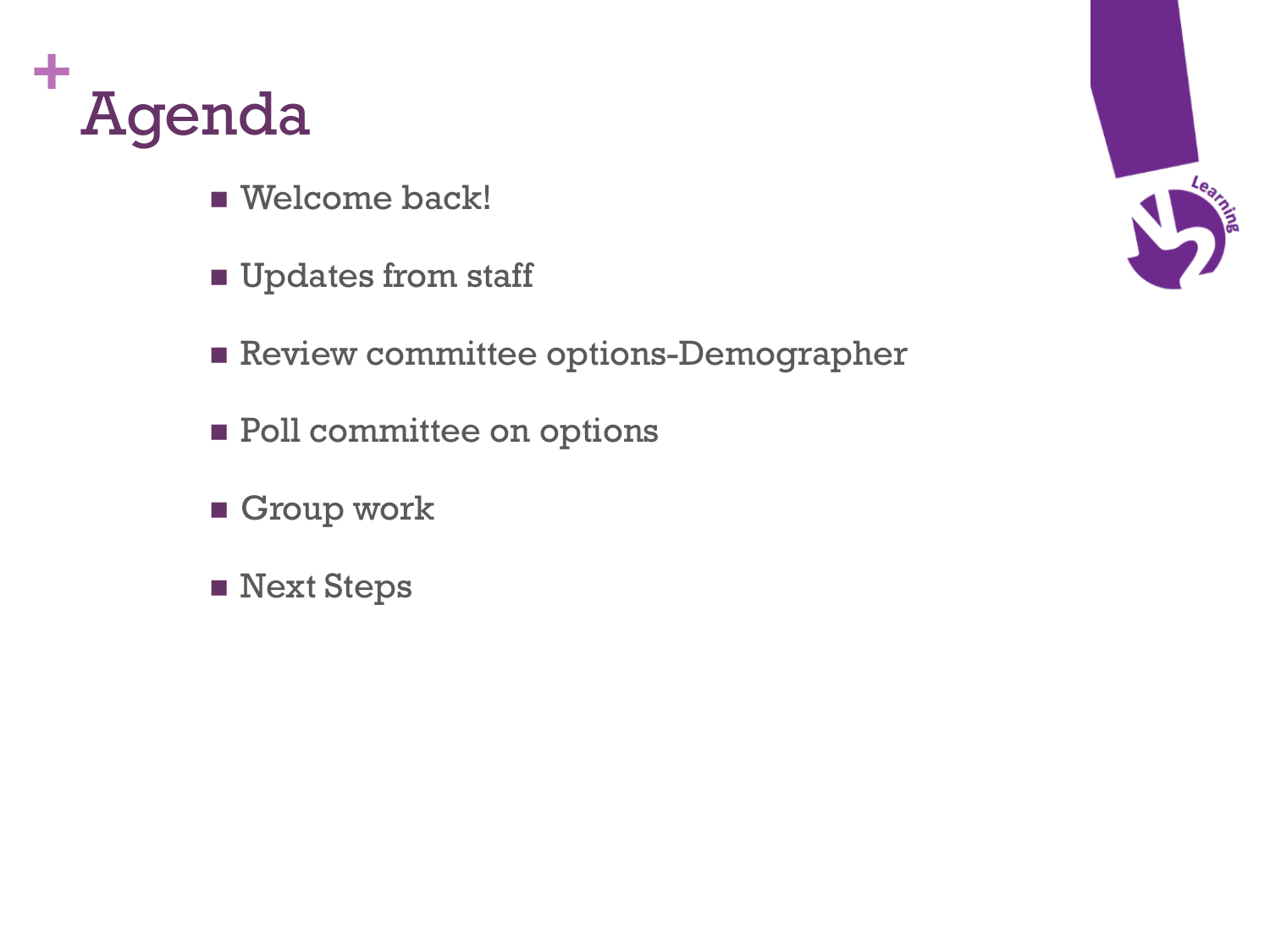# Agenda

- Welcome back!
- Updates from staff
- Review committee options-Demographer
- Poll committee on options
- Group work
- Next Steps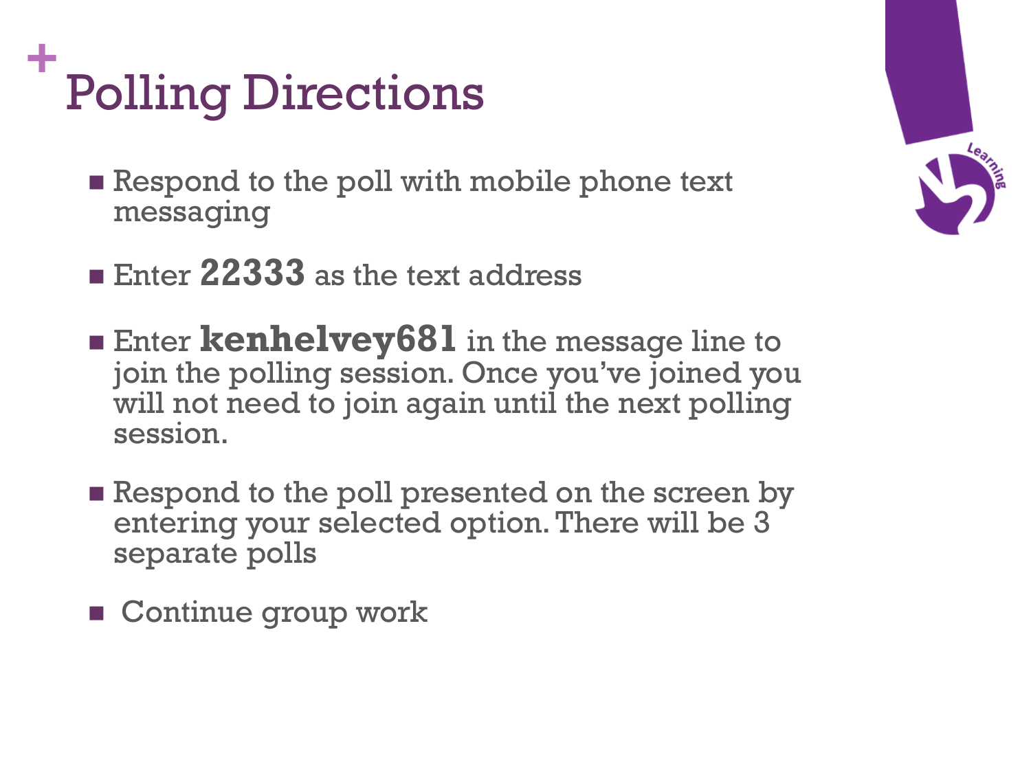# Polling Directions

- Respond to the poll with mobile phone text messaging
- Enter **22333** as the text address
- Enter **kenhelvey681** in the message line to join the polling session. Once you've joined you will not need to join again until the next polling session.
- Respond to the poll presented on the screen by entering your selected option. There will be 3 separate polls
- Continue group work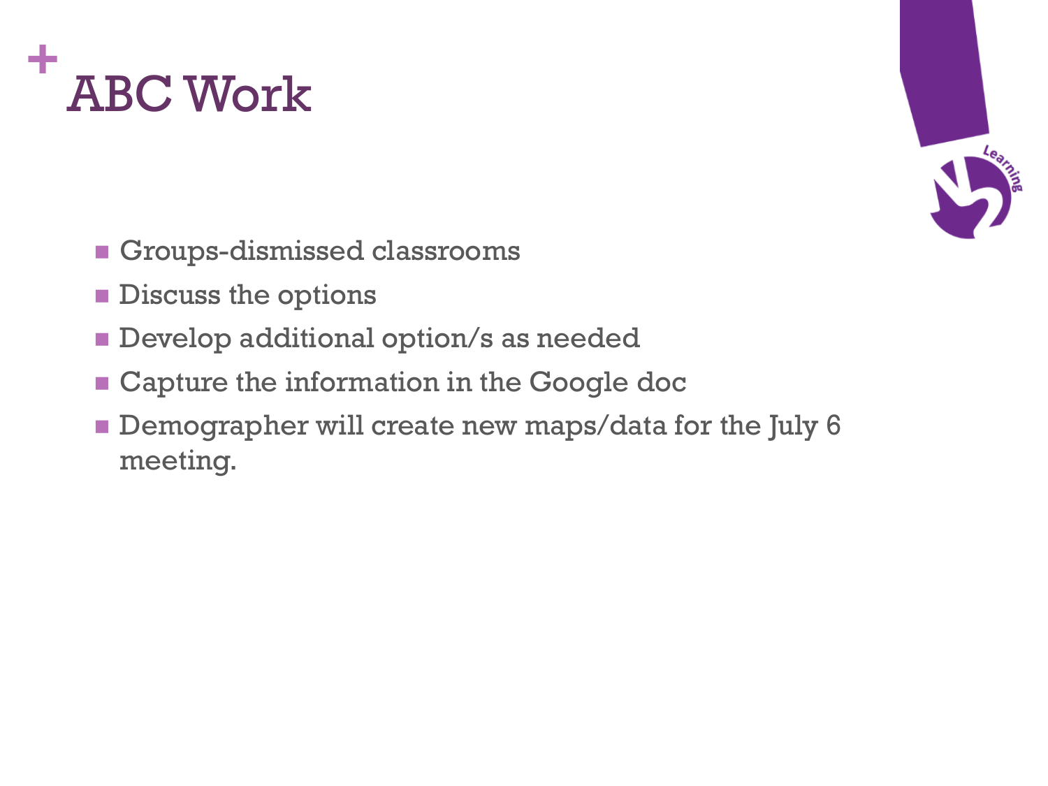# ABC Work

- Groups-dismissed classrooms
- Discuss the options
- Develop additional option/s as needed
- Capture the information in the Google doc
- Demographer will create new maps/data for the July 6 meeting.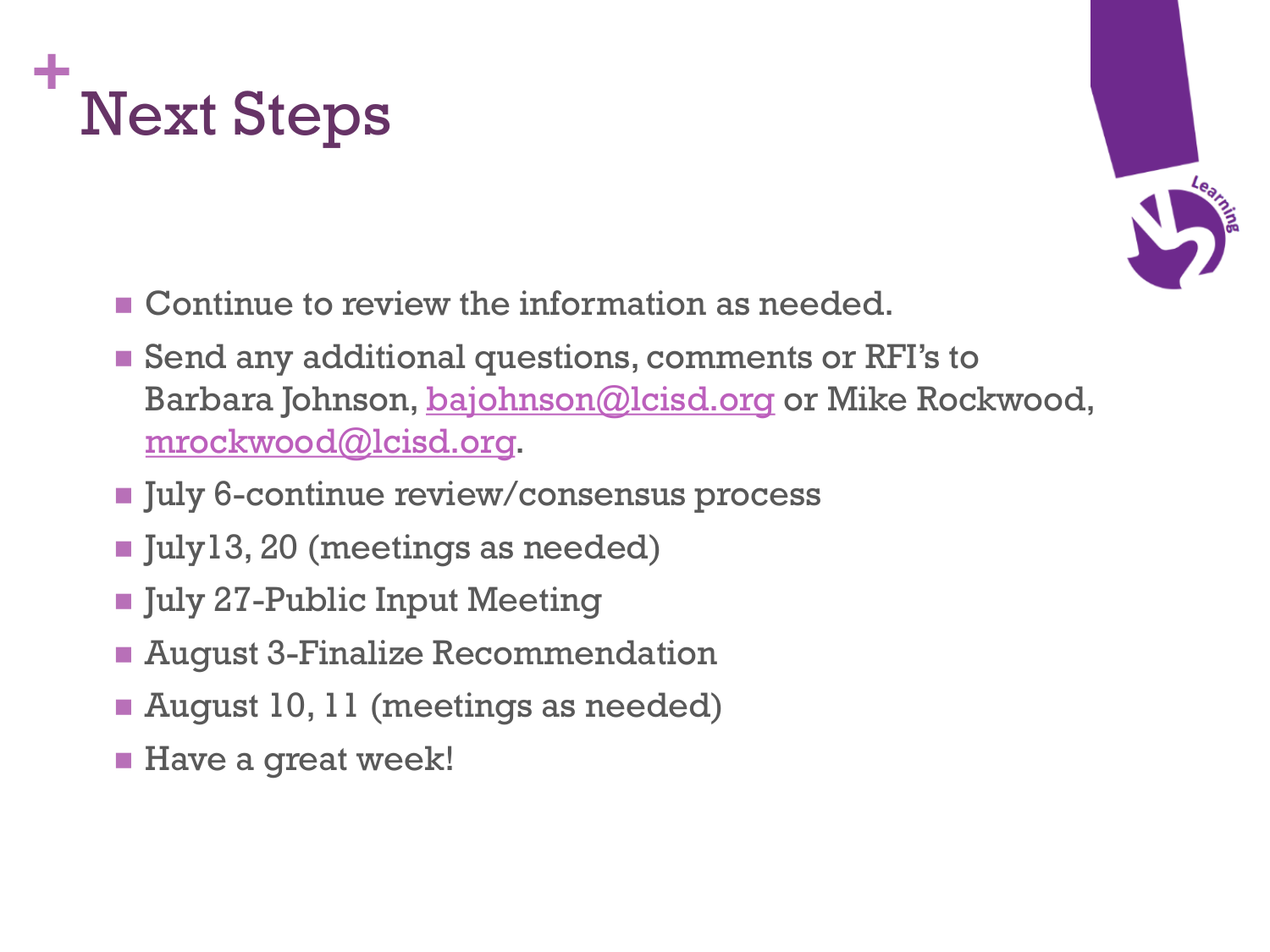# Next Steps

- Continue to review the information as needed.
- Send any additional questions, comments or RFI's to Barbara Johnson, bajohnson@lcisd.org or Mike Rockwood, mrockwood@lcisd.org.
- July 6-continue review/consensus process
- July13, 20 (meetings as needed)
- July 27-Public Input Meeting
- August 3-Finalize Recommendation
- August 10, 11 (meetings as needed)
- Have a great week!